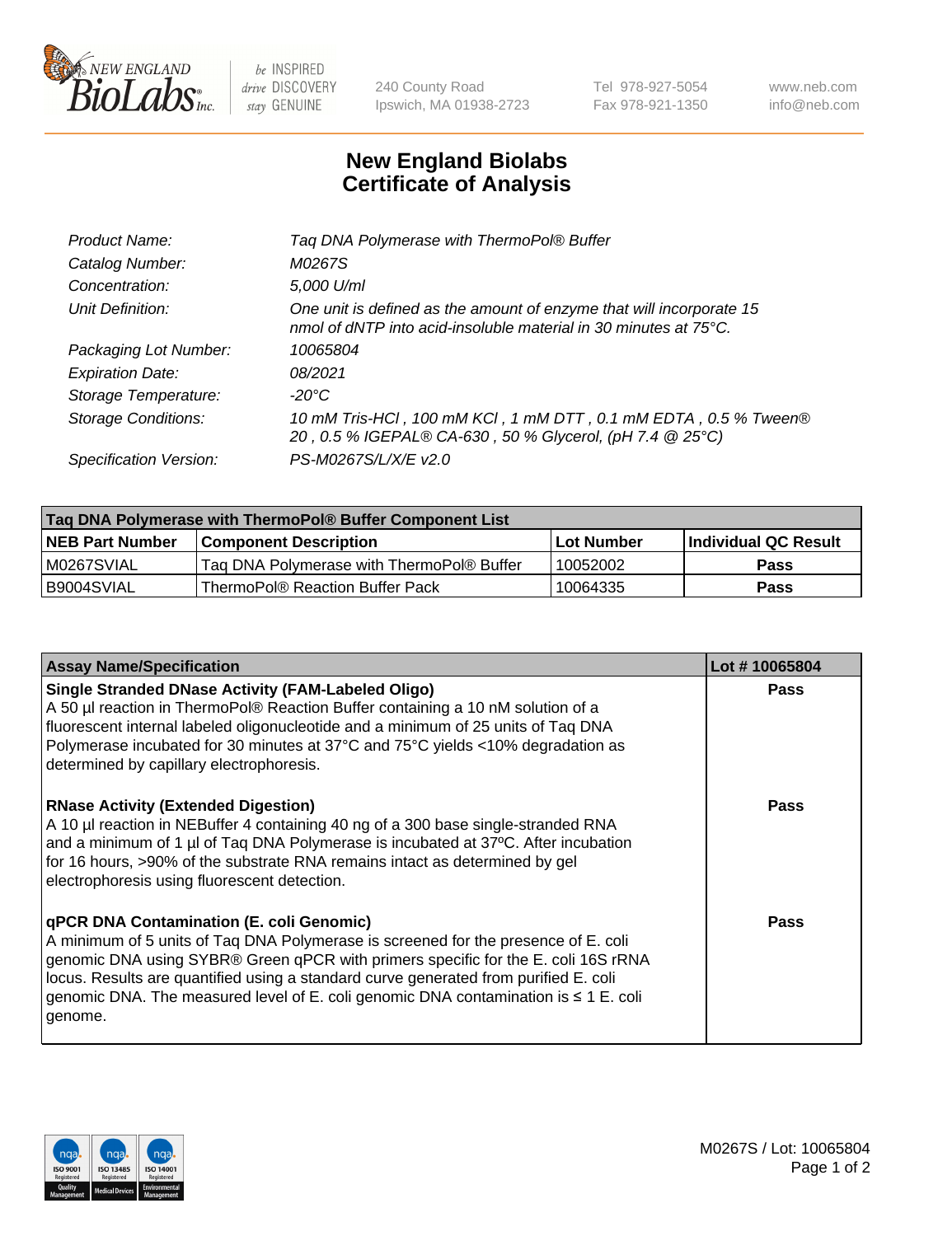# New England Biolabs Certificate of Analysis

| | |
|---|---|
| *Product Name:* | *Taq DNA Polymerase with ThermoPol® Buffer* |
| *Catalog Number:* | *M0267S* |
| *Concentration:* | *5,000 U/ml* |
| *Unit Definition:* | *One unit is defined as the amount of enzyme that will incorporate 15 nmol of dNTP into acid-insoluble material in 30 minutes at 75°C.* |
| *Packaging Lot Number:* | *10065804* |
| *Expiration Date:* | *08/2021* |
| *Storage Temperature:* | *-20°C* |
| *Storage Conditions:* | *10 mM Tris-HCl , 100 mM KCl , 1 mM DTT , 0.1 mM EDTA , 0.5 % Tween® 20 , 0.5 % IGEPAL® CA-630 , 50 % Glycerol, (pH 7.4 @ 25°C)* |
| *Specification Version:* | *PS-M0267S/L/X/E v2.0* |

| Taq DNA Polymerase with ThermoPol® Buffer Component List | | | |
|---|---|---|---|
| **NEB Part Number** | **Component Description** | **Lot Number** | **Individual QC Result** |
| M0267SVIAL | Taq DNA Polymerase with ThermoPol® Buffer | 10052002 | **Pass** |
| B9004SVIAL | ThermoPol® Reaction Buffer Pack | 10064335 | **Pass** |

| Assay Name/Specification | Lot # 10065804 |
|---|---|
| **Single Stranded DNase Activity (FAM-Labeled Oligo)** A 50 µl reaction in ThermoPol® Reaction Buffer containing a 10 nM solution of a fluorescent internal labeled oligonucleotide and a minimum of 25 units of Taq DNA Polymerase incubated for 30 minutes at 37°C and 75°C yields <10% degradation as determined by capillary electrophoresis. | **Pass** |
| **RNase Activity (Extended Digestion)** A 10 µl reaction in NEBuffer 4 containing 40 ng of a 300 base single-stranded RNA and a minimum of 1 µl of Taq DNA Polymerase is incubated at 37ºC. After incubation for 16 hours, >90% of the substrate RNA remains intact as determined by gel electrophoresis using fluorescent detection. | **Pass** |
| **qPCR DNA Contamination (E. coli Genomic)** A minimum of 5 units of Taq DNA Polymerase is screened for the presence of E. coli genomic DNA using SYBR® Green qPCR with primers specific for the E. coli 16S rRNA locus. Results are quantified using a standard curve generated from purified E. coli genomic DNA. The measured level of E. coli genomic DNA contamination is ≤ 1 E. coli genome. | **Pass** |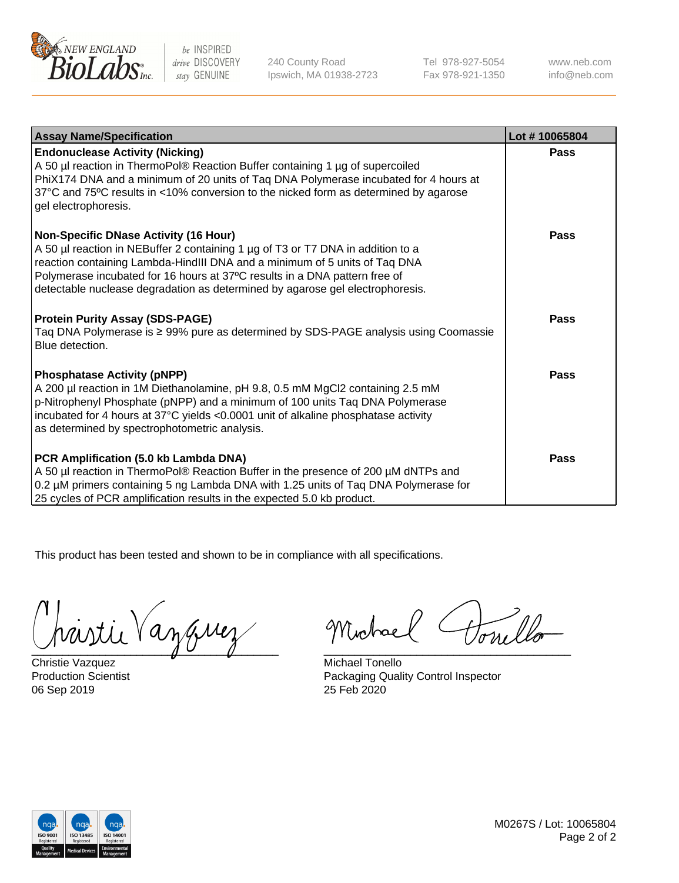| Assay Name/Specification | Lot # 10065804 |
| --- | --- |
| **Endonuclease Activity (Nicking)**<br>A 50 µl reaction in ThermoPol® Reaction Buffer containing 1 µg of supercoiled PhiX174 DNA and a minimum of 20 units of Taq DNA Polymerase incubated for 4 hours at 37°C and 75ºC results in <10% conversion to the nicked form as determined by agarose gel electrophoresis. | Pass |
| **Non-Specific DNase Activity (16 Hour)**<br>A 50 µl reaction in NEBuffer 2 containing 1 µg of T3 or T7 DNA in addition to a reaction containing Lambda-HindIII DNA and a minimum of 5 units of Taq DNA Polymerase incubated for 16 hours at 37ºC results in a DNA pattern free of detectable nuclease degradation as determined by agarose gel electrophoresis. | Pass |
| **Protein Purity Assay (SDS-PAGE)**<br>Taq DNA Polymerase is ≥ 99% pure as determined by SDS-PAGE analysis using Coomassie Blue detection. | Pass |
| **Phosphatase Activity (pNPP)**<br>A 200 µl reaction in 1M Diethanolamine, pH 9.8, 0.5 mM $MgCl_2$ containing 2.5 mM p-Nitrophenyl Phosphate (pNPP) and a minimum of 100 units Taq DNA Polymerase incubated for 4 hours at 37°C yields <0.0001 unit of alkaline phosphatase activity as determined by spectrophotometric analysis. | Pass |
| **PCR Amplification (5.0 kb Lambda DNA)**<br>A 50 µl reaction in ThermoPol® Reaction Buffer in the presence of 200 µM dNTPs and 0.2 µM primers containing 5 ng Lambda DNA with 1.25 units of Taq DNA Polymerase for 25 cycles of PCR amplification results in the expected 5.0 kb product. | Pass |

This product has been tested and shown to be in compliance with all specifications.

Christie Vazquez
Production Scientist
06 Sep 2019

Michael Tonello
Packaging Quality Control Inspector
25 Feb 2020

M0267S / Lot: 10065804